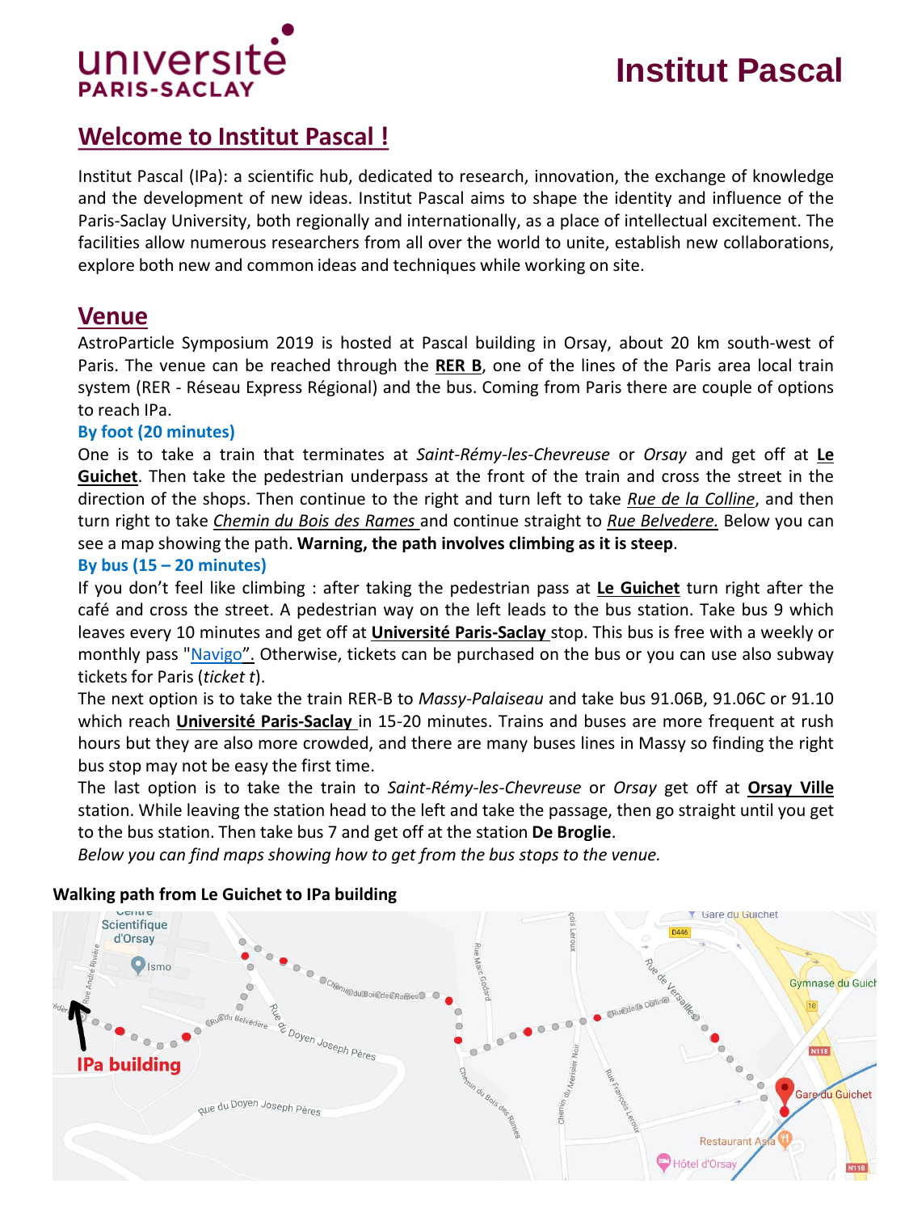# Institut Pascal

## Welcome to Institut Pascal !

Institut Pascal (IPa): a scientific hub, dedicated to research, innovation, the exchange of knowledge and the development of new ideas. Institut Pascal aims to shape the identity and influence of the Paris-Saclay University, both regionally and internationally, as a place of intellectual excitement. The facilities allow numerous researchers from all over the world to unite, establish new collaborations, explore both new and common ideas and techniques while working on site.

## Venue

AstroParticle Symposium 2019 is hosted at Pascal building in Orsay, about 20 km south-west of Paris. The venue can be reached through the **RER B**, one of the lines of the Paris area local train system (RER - Réseau Express Régional) and the bus. Coming from Paris there are couple of options to reach IPa.

### By foot (20 minutes)

One is to take a train that terminates at *Saint-Rémy-les-Chevreuse* or *Orsay* and get off at **Le Guichet**. Then take the pedestrian underpass at the front of the train and cross the street in the direction of the shops. Then continue to the right and turn left to take *Rue de la Colline*, and then turn right to take *Chemin du Bois des Rames* and continue straight to *Rue Belvedere.* Below you can see a map showing the path. **Warning, the path involves climbing as it is steep**.

### By bus (15 – 20 minutes)

If you don't feel like climbing : after taking the pedestrian pass at **Le Guichet** turn right after the café and cross the street. A pedestrian way on the left leads to the bus station. Take bus 9 which leaves every 10 minutes and get off at **Université Paris-Saclay** stop. This bus is free with a weekly or monthly pass "Navigo". Otherwise, tickets can be purchased on the bus or you can use also subway tickets for Paris (*ticket t*).

The next option is to take the train RER-B to *Massy-Palaiseau* and take bus 91.06B, 91.06C or 91.10 which reach **Université Paris-Saclay** in 15-20 minutes. Trains and buses are more frequent at rush hours but they are also more crowded, and there are many buses lines in Massy so finding the right bus stop may not be easy the first time.

The last option is to take the train to *Saint-Rémy-les-Chevreuse* or *Orsay* get off at **Orsay Ville** station. While leaving the station head to the left and take the passage, then go straight until you get to the bus station. Then take bus 7 and get off at the station **De Broglie**.

*Below you can find maps showing how to get from the bus stops to the venue.*

**Walking path from Le Guichet to IPa building**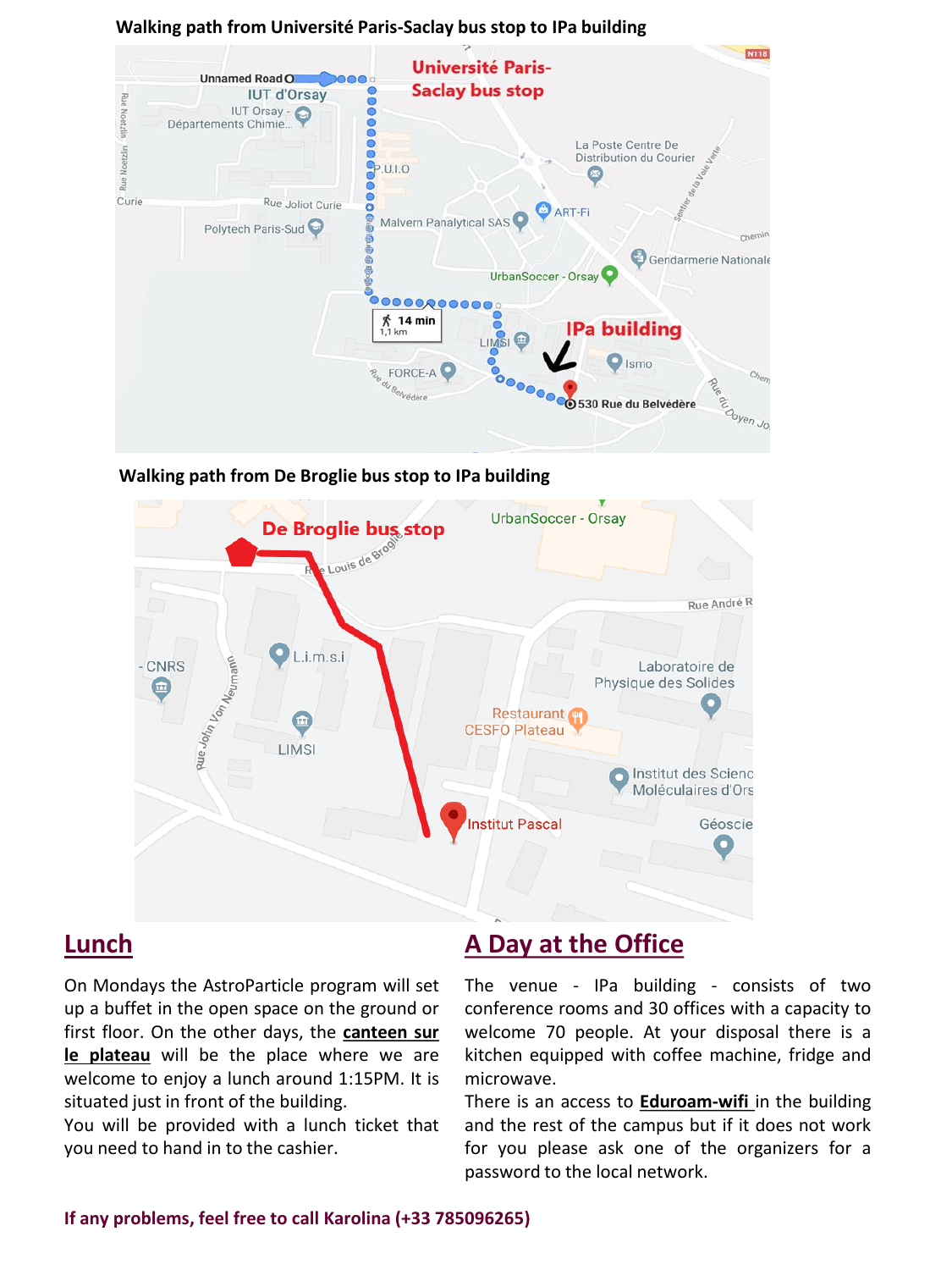**Walking path from Université Paris-Saclay bus stop to IPa building**

Université Paris-Saclay bus stop

IPa building

14 min
1,1 km

530 Rue du Belvédère

**Walking path from De Broglie bus stop to IPa building**

De Broglie bus stop

Institut Pascal

## Lunch

On Mondays the AstroParticle program will set up a buffet in the open space on the ground or first floor. On the other days, the **canteen sur le plateau** will be the place where we are welcome to enjoy a lunch around 1:15PM. It is situated just in front of the building.

You will be provided with a lunch ticket that you need to hand in to the cashier.

## A Day at the Office

The venue - IPa building - consists of two conference rooms and 30 offices with a capacity to welcome 70 people. At your disposal there is a kitchen equipped with coffee machine, fridge and microwave.

There is an access to **Eduroam-wifi** in the building and the rest of the campus but if it does not work for you please ask one of the organizers for a password to the local network.

**If any problems, feel free to call Karolina (+33 785096265)**